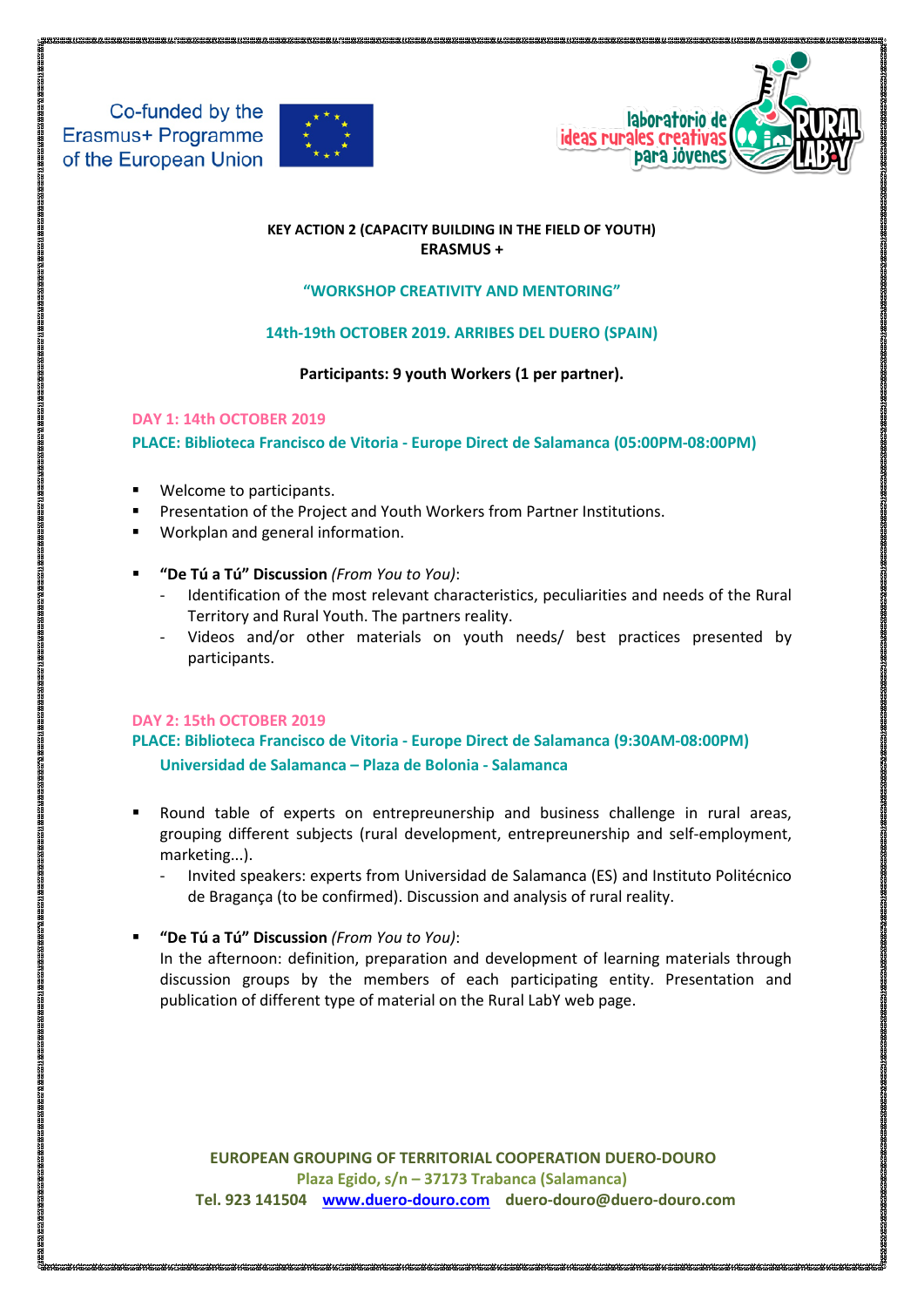Co-funded by the Erasmus+ Programme of the European Union

laboratorio de ideas rurales creativas para jóvenes

**KEY ACTION 2 (CAPACITY BUILDING IN THE FIELD OF YOUTH)**
**ERASMUS +**

**"WORKSHOP CREATIVITY AND MENTORING"**

**14th-19th OCTOBER 2019. ARRIBES DEL DUERO (SPAIN)**

**Participants: 9 youth Workers (1 per partner).**

**DAY 1: 14th OCTOBER 2019**

**PLACE: Biblioteca Francisco de Vitoria - Europe Direct de Salamanca (05:00PM-08:00PM)**

- Welcome to participants.
- Presentation of the Project and Youth Workers from Partner Institutions.
- Workplan and general information.

- **"De Tú a Tú" Discussion** *(From You to You)*:
    - Identification of the most relevant characteristics, peculiarities and needs of the Rural Territory and Rural Youth. The partners reality.
    - Videos and/or other materials on youth needs/ best practices presented by participants.

**DAY 2: 15th OCTOBER 2019**

**PLACE: Biblioteca Francisco de Vitoria - Europe Direct de Salamanca (9:30AM-08:00PM)**
**Universidad de Salamanca – Plaza de Bolonia - Salamanca**

- Round table of experts on entrepreneurship and business challenge in rural areas, grouping different subjects (rural development, entrepreneurship and self-employment, marketing...).
    - Invited speakers: experts from Universidad de Salamanca (ES) and Instituto Politécnico de Bragança (to be confirmed). Discussion and analysis of rural reality.

- **"De Tú a Tú" Discussion** *(From You to You)*:
  In the afternoon: definition, preparation and development of learning materials through discussion groups by the members of each participating entity. Presentation and publication of different type of material on the Rural LabY web page.

**EUROPEAN GROUPING OF TERRITORIAL COOPERATION DUERO-DOURO**
**Plaza Egido, s/n – 37173 Trabanca (Salamanca)**
**Tel. 923 141504 www.duero-douro.com duero-douro@duero-douro.com**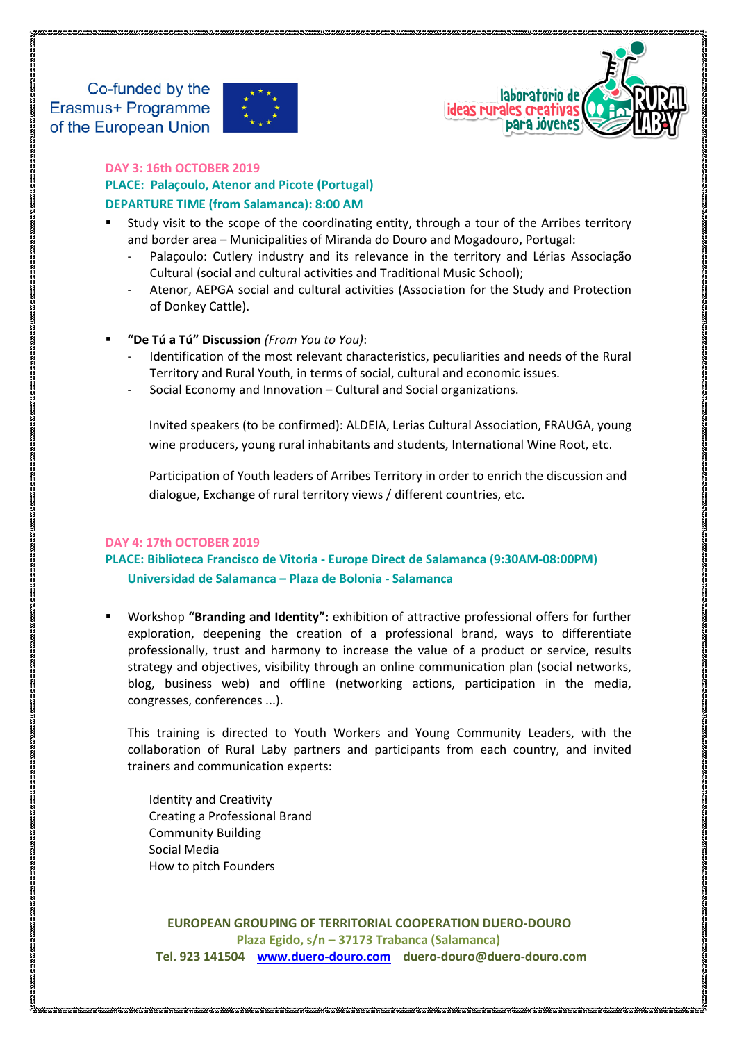**DAY 3: 16th OCTOBER 2019**

**PLACE: Palaçoulo, Atenor and Picote (Portugal)**

**DEPARTURE TIME (from Salamanca): 8:00 AM**

- Study visit to the scope of the coordinating entity, through a tour of the Arribes territory and border area – Municipalities of Miranda do Douro and Mogadouro, Portugal:
  - Palaçoulo: Cutlery industry and its relevance in the territory and Lérias Associação Cultural (social and cultural activities and Traditional Music School);
  - Atenor, AEPGA social and cultural activities (Association for the Study and Protection of Donkey Cattle).

- **"De Tú a Tú" Discussion** *(From You to You)*:
  - Identification of the most relevant characteristics, peculiarities and needs of the Rural Territory and Rural Youth, in terms of social, cultural and economic issues.
  - Social Economy and Innovation – Cultural and Social organizations.

  Invited speakers (to be confirmed): ALDEIA, Lerias Cultural Association, FRAUGA, young wine producers, young rural inhabitants and students, International Wine Root, etc.

  Participation of Youth leaders of Arribes Territory in order to enrich the discussion and dialogue, Exchange of rural territory views / different countries, etc.

**DAY 4: 17th OCTOBER 2019**

**PLACE: Biblioteca Francisco de Vitoria - Europe Direct de Salamanca (9:30AM-08:00PM)**
**Universidad de Salamanca – Plaza de Bolonia - Salamanca**

- Workshop **"Branding and Identity":** exhibition of attractive professional offers for further exploration, deepening the creation of a professional brand, ways to differentiate professionally, trust and harmony to increase the value of a product or service, results strategy and objectives, visibility through an online communication plan (social networks, blog, business web) and offline (networking actions, participation in the media, congresses, conferences ...).

  This training is directed to Youth Workers and Young Community Leaders, with the collaboration of Rural Laby partners and participants from each country, and invited trainers and communication experts:

  Identity and Creativity
  Creating a Professional Brand
  Community Building
  Social Media
  How to pitch Founders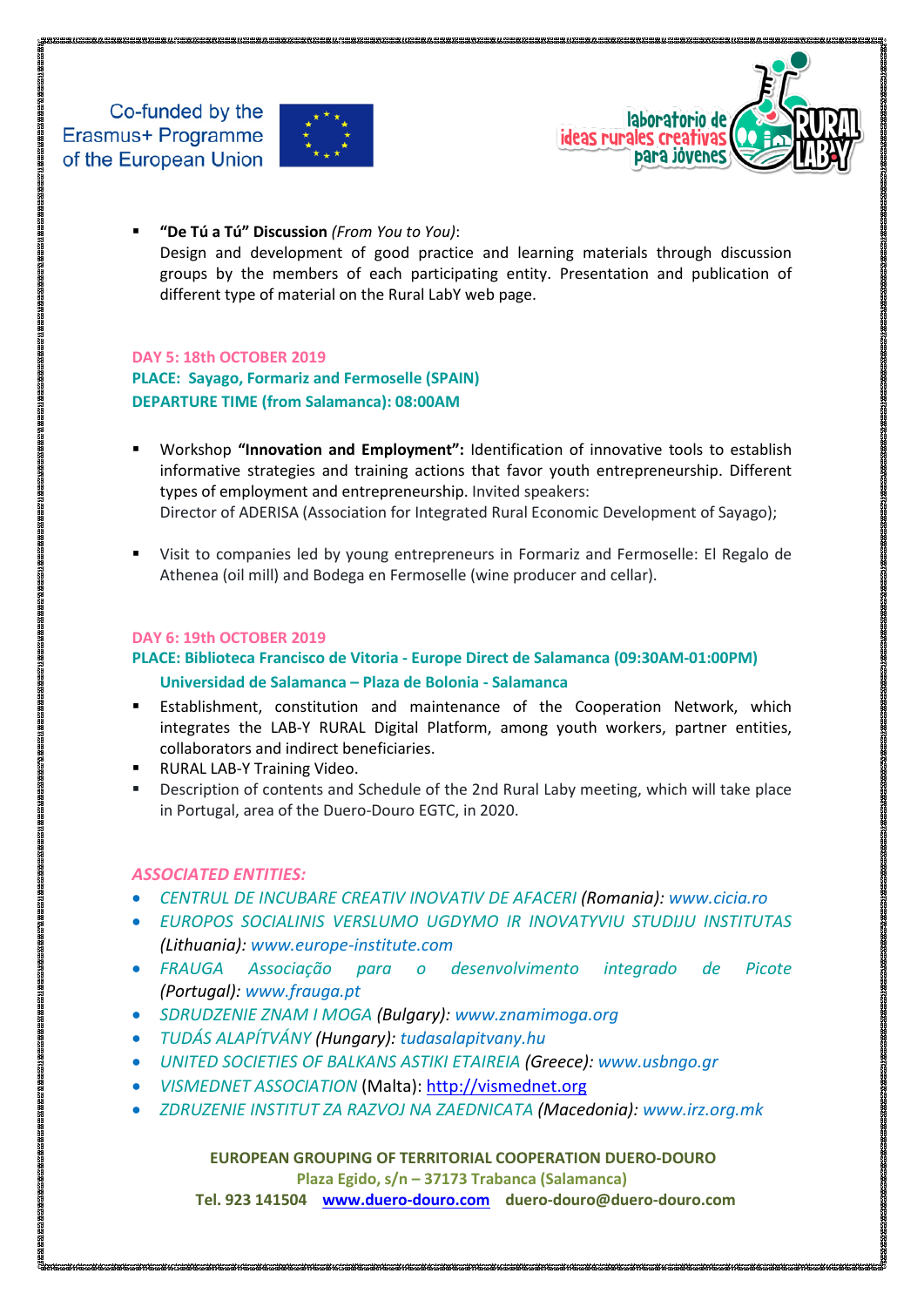- **"De Tú a Tú" Discussion** *(From You to You)*:
  Design and development of good practice and learning materials through discussion groups by the members of each participating entity. Presentation and publication of different type of material on the Rural LabY web page.

**DAY 5: 18th OCTOBER 2019**
**PLACE: Sayago, Formariz and Fermoselle (SPAIN)**
**DEPARTURE TIME (from Salamanca): 08:00AM**

- Workshop **"Innovation and Employment":** Identification of innovative tools to establish informative strategies and training actions that favor youth entrepreneurship. Different types of employment and entrepreneurship. Invited speakers:
  Director of ADERISA (Association for Integrated Rural Economic Development of Sayago);

- Visit to companies led by young entrepreneurs in Formariz and Fermoselle: El Regalo de Athenea (oil mill) and Bodega en Fermoselle (wine producer and cellar).

**DAY 6: 19th OCTOBER 2019**
**PLACE: Biblioteca Francisco de Vitoria - Europe Direct de Salamanca (09:30AM-01:00PM)**
**Universidad de Salamanca – Plaza de Bolonia - Salamanca**

- Establishment, constitution and maintenance of the Cooperation Network, which integrates the LAB-Y RURAL Digital Platform, among youth workers, partner entities, collaborators and indirect beneficiaries.
- RURAL LAB-Y Training Video.
- Description of contents and Schedule of the 2nd Rural Laby meeting, which will take place in Portugal, area of the Duero-Douro EGTC, in 2020.

*ASSOCIATED ENTITIES:*

- *CENTRUL DE INCUBARE CREATIV INOVATIV DE AFACERI (Romania): www.cicia.ro*
- *EUROPOS SOCIALINIS VERSLUMO UGDYMO IR INOVATYVIU STUDIJU INSTITUTAS (Lithuania): www.europe-institute.com*
- *FRAUGA Associação para o desenvolvimento integrado de Picote (Portugal): www.frauga.pt*
- *SDRUDZENIE ZNAM I MOGA (Bulgary): www.znamimoga.org*
- *TUDÁS ALAPÍTVÁNY (Hungary): tudasalapitvany.hu*
- *UNITED SOCIETIES OF BALKANS ASTIKI ETAIREIA (Greece): www.usbngo.gr*
- *VISMEDNET ASSOCIATION* (Malta): http://vismednet.org
- *ZDRUZENIE INSTITUT ZA RAZVOJ NA ZAEDNICATA (Macedonia): www.irz.org.mk*

**EUROPEAN GROUPING OF TERRITORIAL COOPERATION DUERO-DOURO**
**Plaza Egido, s/n – 37173 Trabanca (Salamanca)**
**Tel. 923 141504 www.duero-douro.com duero-douro@duero-douro.com**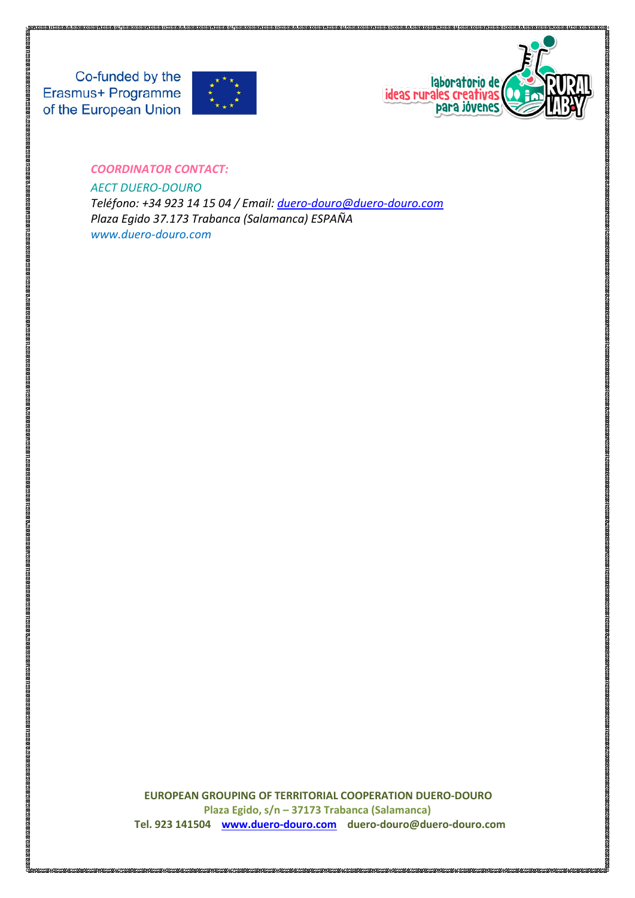Co-funded by the Erasmus+ Programme of the European Union

*COORDINATOR CONTACT:*

*AECT DUERO-DOURO*
*Teléfono: +34 923 14 15 04 / Email: duero-douro@duero-douro.com*
*Plaza Egido 37.173 Trabanca (Salamanca) ESPAÑA*
*www.duero-douro.com*

**EUROPEAN GROUPING OF TERRITORIAL COOPERATION DUERO-DOURO**
**Plaza Egido, s/n – 37173 Trabanca (Salamanca)**
**Tel. 923 141504 www.duero-douro.com duero-douro@duero-douro.com**